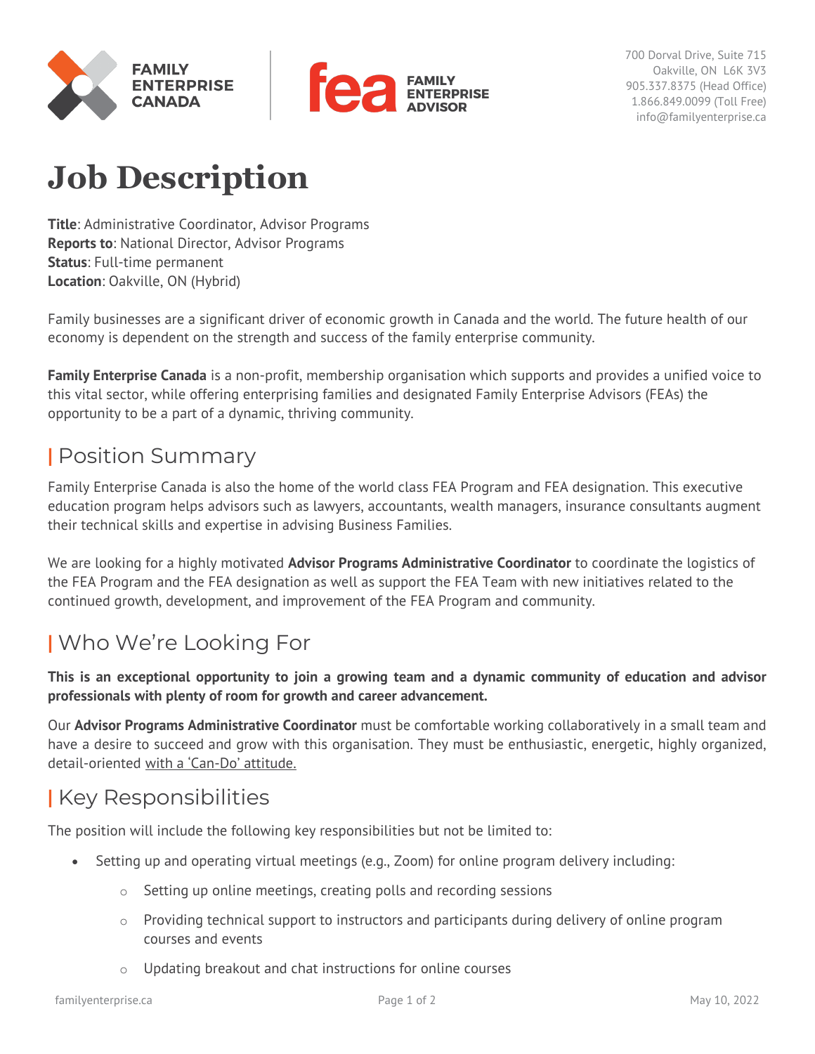FAMILY ENTERPRISE CANADA | fea FAMILY ENTERPRISE ADVISOR

700 Dorval Drive, Suite 715
Oakville, ON L6K 3V3
905.337.8375 (Head Office)
1.866.849.0099 (Toll Free)
info@familyenterprise.ca

# Job Description

**Title**: Administrative Coordinator, Advisor Programs
**Reports to**: National Director, Advisor Programs
**Status**: Full-time permanent
**Location**: Oakville, ON (Hybrid)

Family businesses are a significant driver of economic growth in Canada and the world. The future health of our economy is dependent on the strength and success of the family enterprise community.

**Family Enterprise Canada** is a non-profit, membership organisation which supports and provides a unified voice to this vital sector, while offering enterprising families and designated Family Enterprise Advisors (FEAs) the opportunity to be a part of a dynamic, thriving community.

## Position Summary

Family Enterprise Canada is also the home of the world class FEA Program and FEA designation. This executive education program helps advisors such as lawyers, accountants, wealth managers, insurance consultants augment their technical skills and expertise in advising Business Families.

We are looking for a highly motivated **Advisor Programs Administrative Coordinator** to coordinate the logistics of the FEA Program and the FEA designation as well as support the FEA Team with new initiatives related to the continued growth, development, and improvement of the FEA Program and community.

## Who We're Looking For

**This is an exceptional opportunity to join a growing team and a dynamic community of education and advisor professionals with plenty of room for growth and career advancement.**

Our **Advisor Programs Administrative Coordinator** must be comfortable working collaboratively in a small team and have a desire to succeed and grow with this organisation. They must be enthusiastic, energetic, highly organized, detail-oriented with a 'Can-Do' attitude.

## Key Responsibilities

The position will include the following key responsibilities but not be limited to:

- Setting up and operating virtual meetings (e.g., Zoom) for online program delivery including:
  - Setting up online meetings, creating polls and recording sessions
  - Providing technical support to instructors and participants during delivery of online program courses and events
  - Updating breakout and chat instructions for online courses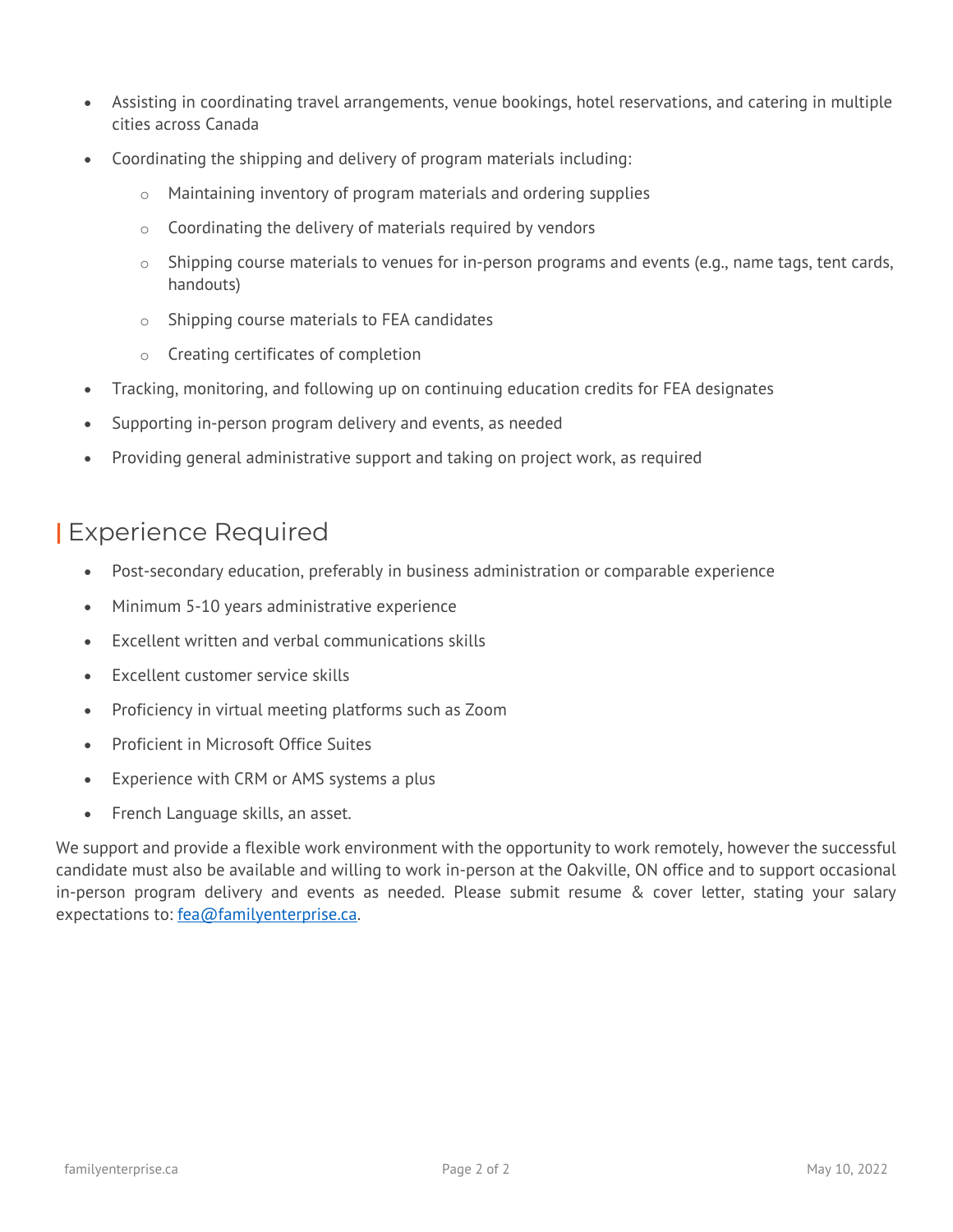- Assisting in coordinating travel arrangements, venue bookings, hotel reservations, and catering in multiple cities across Canada
- Coordinating the shipping and delivery of program materials including:
  - Maintaining inventory of program materials and ordering supplies
  - Coordinating the delivery of materials required by vendors
  - Shipping course materials to venues for in-person programs and events (e.g., name tags, tent cards, handouts)
  - Shipping course materials to FEA candidates
  - Creating certificates of completion
- Tracking, monitoring, and following up on continuing education credits for FEA designates
- Supporting in-person program delivery and events, as needed
- Providing general administrative support and taking on project work, as required

## Experience Required

- Post-secondary education, preferably in business administration or comparable experience
- Minimum 5-10 years administrative experience
- Excellent written and verbal communications skills
- Excellent customer service skills
- Proficiency in virtual meeting platforms such as Zoom
- Proficient in Microsoft Office Suites
- Experience with CRM or AMS systems a plus
- French Language skills, an asset.

We support and provide a flexible work environment with the opportunity to work remotely, however the successful candidate must also be available and willing to work in-person at the Oakville, ON office and to support occasional in-person program delivery and events as needed. Please submit resume & cover letter, stating your salary expectations to: fea@familyenterprise.ca.